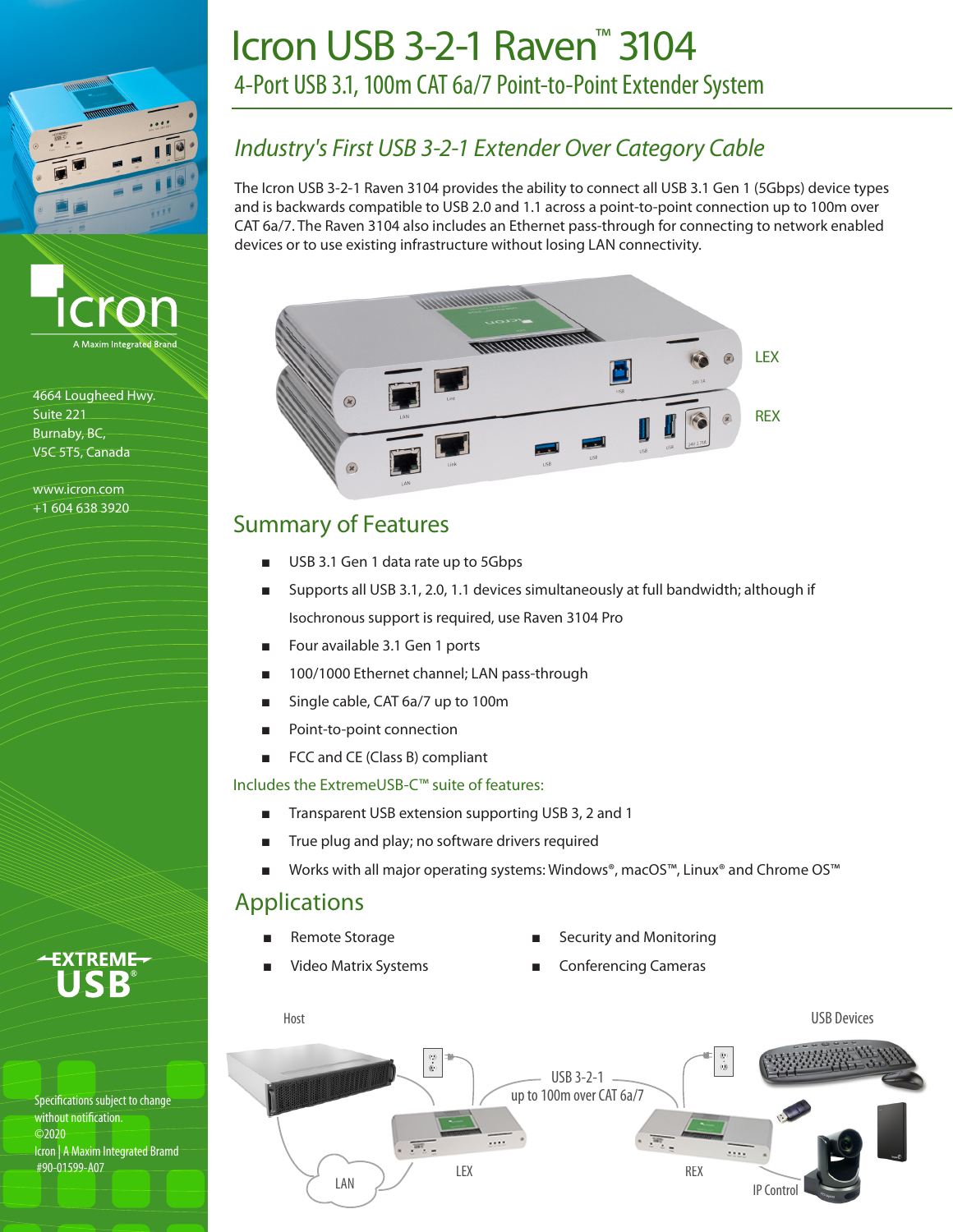# Icron USB 3-2-1 Raven™ 3104

## 4-Port USB 3.1, 100m CAT 6a/7 Point-to-Point Extender System

icron

A Maxim Integrated Brand

4664 Lougheed Hwy.
Suite 221
Burnaby, BC,
V5C 5T5, Canada

www.icron.com
+1 604 638 3920

### *Industry's First USB 3-2-1 Extender Over Category Cable*

The Icron USB 3-2-1 Raven 3104 provides the ability to connect all USB 3.1 Gen 1 (5Gbps) device types and is backwards compatible to USB 2.0 and 1.1 across a point-to-point connection up to 100m over CAT 6a/7. The Raven 3104 also includes an Ethernet pass-through for connecting to network enabled devices or to use existing infrastructure without losing LAN connectivity.

LEX

REX

## Summary of Features

- USB 3.1 Gen 1 data rate up to 5Gbps
- Supports all USB 3.1, 2.0, 1.1 devices simultaneously at full bandwidth; although if Isochronous support is required, use Raven 3104 Pro
- Four available 3.1 Gen 1 ports
- 100/1000 Ethernet channel; LAN pass-through
- Single cable, CAT 6a/7 up to 100m
- Point-to-point connection
- FCC and CE (Class B) compliant

Includes the ExtremeUSB-C™ suite of features:

- Transparent USB extension supporting USB 3, 2 and 1
- True plug and play; no software drivers required
- Works with all major operating systems: Windows®, macOS™, Linux® and Chrome OS™

## Applications

- Remote Storage
- Video Matrix Systems
- Security and Monitoring
- Conferencing Cameras

Host

USB Devices

USB 3-2-1
up to 100m over CAT 6a/7

LAN

LEX

REX

IP Control

EXTREME USB®

Specifications subject to change without notification.
©2020
Icron | A Maxim Integrated Bramd
#90-01599-A07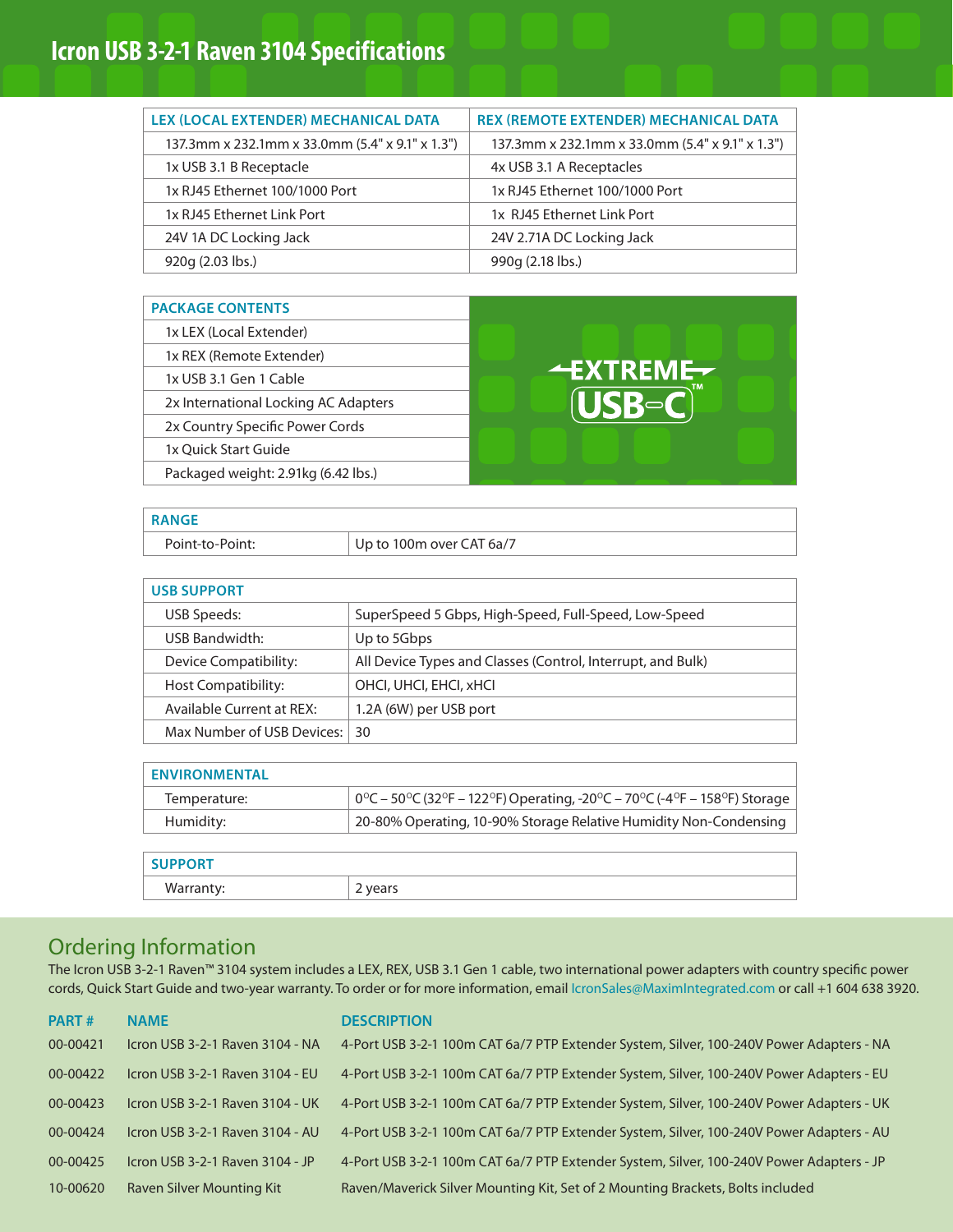# Icron USB 3-2-1 Raven 3104 Specifications

| LEX (LOCAL EXTENDER) MECHANICAL DATA | REX (REMOTE EXTENDER) MECHANICAL DATA |
|---|---|
| 137.3mm x 232.1mm x 33.0mm (5.4" x 9.1" x 1.3") | 137.3mm x 232.1mm x 33.0mm (5.4" x 9.1" x 1.3") |
| 1x USB 3.1 B Receptacle | 4x USB 3.1 A Receptacles |
| 1x RJ45 Ethernet 100/1000 Port | 1x RJ45 Ethernet 100/1000 Port |
| 1x RJ45 Ethernet Link Port | 1x RJ45 Ethernet Link Port |
| 24V 1A DC Locking Jack | 24V 2.71A DC Locking Jack |
| 920g (2.03 lbs.) | 990g (2.18 lbs.) |

| PACKAGE CONTENTS |
|---|
| 1x LEX (Local Extender) |
| 1x REX (Remote Extender) |
| 1x USB 3.1 Gen 1 Cable |
| 2x International Locking AC Adapters |
| 2x Country Specific Power Cords |
| 1x Quick Start Guide |
| Packaged weight: 2.91kg (6.42 lbs.) |

EXTREME USB-C™

| RANGE | |
|---|---|
| Point-to-Point: | Up to 100m over CAT 6a/7 |

| USB SUPPORT | |
|---|---|
| USB Speeds: | SuperSpeed 5 Gbps, High-Speed, Full-Speed, Low-Speed |
| USB Bandwidth: | Up to 5Gbps |
| Device Compatibility: | All Device Types and Classes (Control, Interrupt, and Bulk) |
| Host Compatibility: | OHCI, UHCI, EHCI, xHCI |
| Available Current at REX: | 1.2A (6W) per USB port |
| Max Number of USB Devices: | 30 |

| ENVIRONMENTAL | |
|---|---|
| Temperature: | 0°C – 50°C (32°F – 122°F) Operating, -20°C – 70°C (-4°F – 158°F) Storage |
| Humidity: | 20-80% Operating, 10-90% Storage Relative Humidity Non-Condensing |

| SUPPORT | |
|---|---|
| Warranty: | 2 years |

## Ordering Information

The Icron USB 3-2-1 Raven™ 3104 system includes a LEX, REX, USB 3.1 Gen 1 cable, two international power adapters with country specific power cords, Quick Start Guide and two-year warranty. To order or for more information, email IcronSales@MaximIntegrated.com or call +1 604 638 3920.

| PART # | NAME | DESCRIPTION |
|---|---|---|
| 00-00421 | Icron USB 3-2-1 Raven 3104 - NA | 4-Port USB 3-2-1 100m CAT 6a/7 PTP Extender System, Silver, 100-240V Power Adapters - NA |
| 00-00422 | Icron USB 3-2-1 Raven 3104 - EU | 4-Port USB 3-2-1 100m CAT 6a/7 PTP Extender System, Silver, 100-240V Power Adapters - EU |
| 00-00423 | Icron USB 3-2-1 Raven 3104 - UK | 4-Port USB 3-2-1 100m CAT 6a/7 PTP Extender System, Silver, 100-240V Power Adapters - UK |
| 00-00424 | Icron USB 3-2-1 Raven 3104 - AU | 4-Port USB 3-2-1 100m CAT 6a/7 PTP Extender System, Silver, 100-240V Power Adapters - AU |
| 00-00425 | Icron USB 3-2-1 Raven 3104 - JP | 4-Port USB 3-2-1 100m CAT 6a/7 PTP Extender System, Silver, 100-240V Power Adapters - JP |
| 10-00620 | Raven Silver Mounting Kit | Raven/Maverick Silver Mounting Kit, Set of 2 Mounting Brackets, Bolts included |